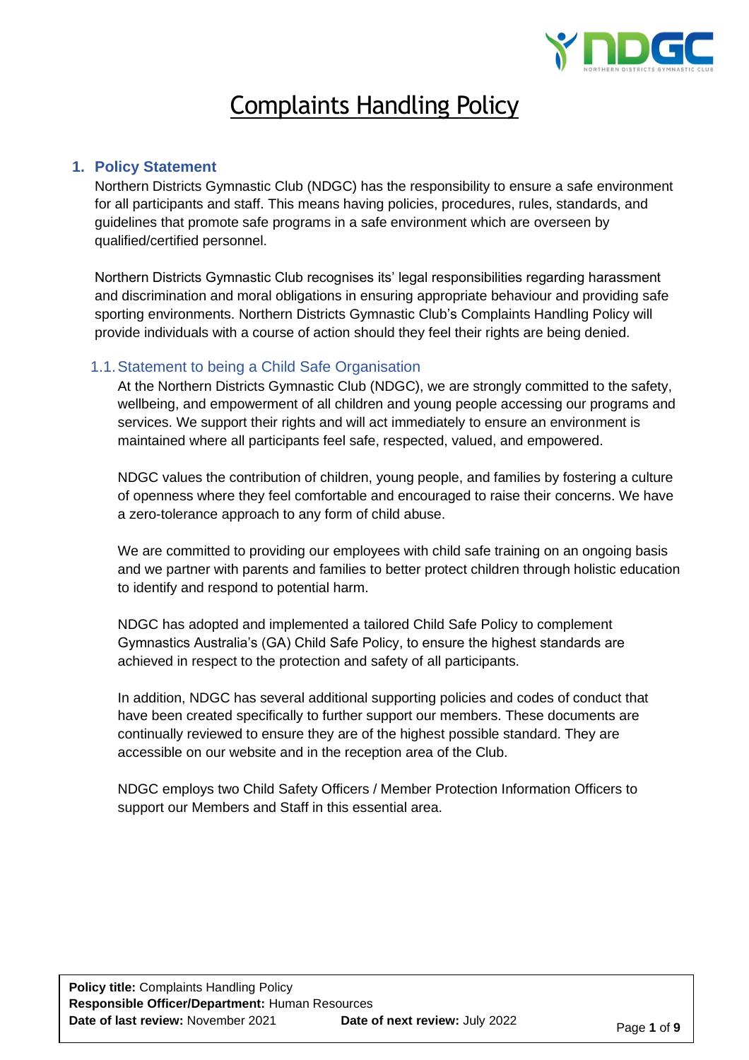# Complaints Handling Policy

## 1. Policy Statement

Northern Districts Gymnastic Club (NDGC) has the responsibility to ensure a safe environment for all participants and staff. This means having policies, procedures, rules, standards, and guidelines that promote safe programs in a safe environment which are overseen by qualified/certified personnel.

Northern Districts Gymnastic Club recognises its' legal responsibilities regarding harassment and discrimination and moral obligations in ensuring appropriate behaviour and providing safe sporting environments. Northern Districts Gymnastic Club's Complaints Handling Policy will provide individuals with a course of action should they feel their rights are being denied.

### 1.1. Statement to being a Child Safe Organisation

At the Northern Districts Gymnastic Club (NDGC), we are strongly committed to the safety, wellbeing, and empowerment of all children and young people accessing our programs and services. We support their rights and will act immediately to ensure an environment is maintained where all participants feel safe, respected, valued, and empowered.

NDGC values the contribution of children, young people, and families by fostering a culture of openness where they feel comfortable and encouraged to raise their concerns. We have a zero-tolerance approach to any form of child abuse.

We are committed to providing our employees with child safe training on an ongoing basis and we partner with parents and families to better protect children through holistic education to identify and respond to potential harm.

NDGC has adopted and implemented a tailored Child Safe Policy to complement Gymnastics Australia's (GA) Child Safe Policy, to ensure the highest standards are achieved in respect to the protection and safety of all participants.

In addition, NDGC has several additional supporting policies and codes of conduct that have been created specifically to further support our members. These documents are continually reviewed to ensure they are of the highest possible standard. They are accessible on our website and in the reception area of the Club.

NDGC employs two Child Safety Officers / Member Protection Information Officers to support our Members and Staff in this essential area.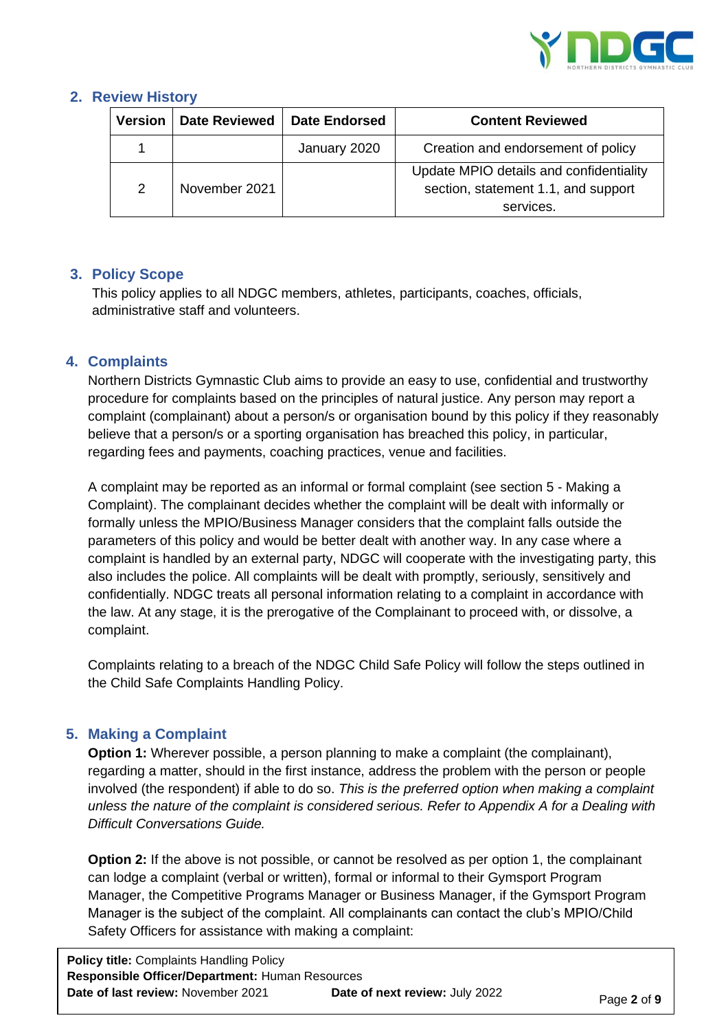## 2. Review History

| Version | Date Reviewed | Date Endorsed | Content Reviewed |
|---|---|---|---|
| 1 | | January 2020 | Creation and endorsement of policy |
| 2 | November 2021 | | Update MPIO details and confidentiality section, statement 1.1, and support services. |

## 3. Policy Scope

This policy applies to all NDGC members, athletes, participants, coaches, officials, administrative staff and volunteers.

## 4. Complaints

Northern Districts Gymnastic Club aims to provide an easy to use, confidential and trustworthy procedure for complaints based on the principles of natural justice. Any person may report a complaint (complainant) about a person/s or organisation bound by this policy if they reasonably believe that a person/s or a sporting organisation has breached this policy, in particular, regarding fees and payments, coaching practices, venue and facilities.

A complaint may be reported as an informal or formal complaint (see section 5 - Making a Complaint). The complainant decides whether the complaint will be dealt with informally or formally unless the MPIO/Business Manager considers that the complaint falls outside the parameters of this policy and would be better dealt with another way. In any case where a complaint is handled by an external party, NDGC will cooperate with the investigating party, this also includes the police. All complaints will be dealt with promptly, seriously, sensitively and confidentially. NDGC treats all personal information relating to a complaint in accordance with the law. At any stage, it is the prerogative of the Complainant to proceed with, or dissolve, a complaint.

Complaints relating to a breach of the NDGC Child Safe Policy will follow the steps outlined in the Child Safe Complaints Handling Policy.

## 5. Making a Complaint

**Option 1:** Wherever possible, a person planning to make a complaint (the complainant), regarding a matter, should in the first instance, address the problem with the person or people involved (the respondent) if able to do so. *This is the preferred option when making a complaint unless the nature of the complaint is considered serious. Refer to Appendix A for a Dealing with Difficult Conversations Guide.*

**Option 2:** If the above is not possible, or cannot be resolved as per option 1, the complainant can lodge a complaint (verbal or written), formal or informal to their Gymsport Program Manager, the Competitive Programs Manager or Business Manager, if the Gymsport Program Manager is the subject of the complaint. All complainants can contact the club's MPIO/Child Safety Officers for assistance with making a complaint: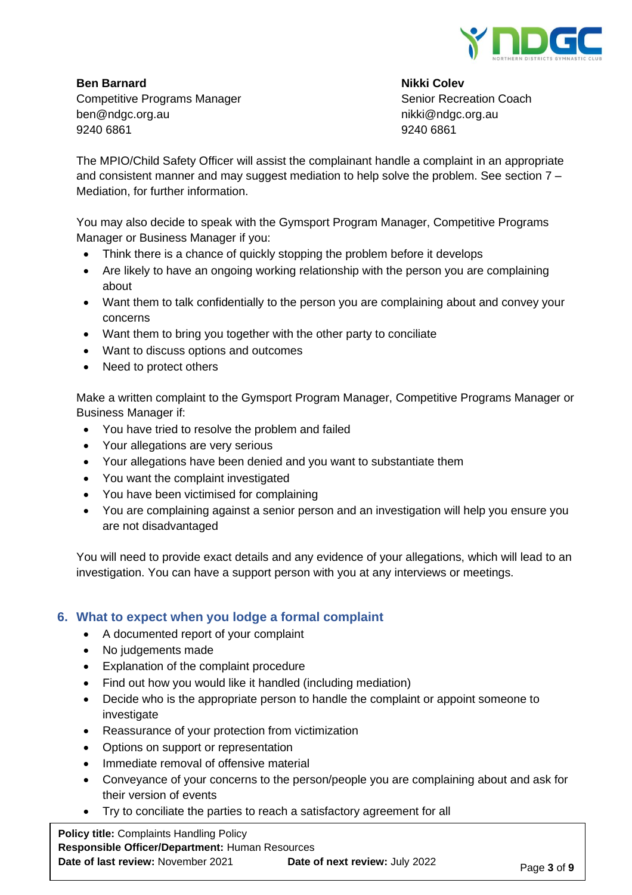**Ben Barnard**
Competitive Programs Manager
ben@ndgc.org.au
9240 6861

**Nikki Colev**
Senior Recreation Coach
nikki@ndgc.org.au
9240 6861

The MPIO/Child Safety Officer will assist the complainant handle a complaint in an appropriate and consistent manner and may suggest mediation to help solve the problem. See section 7 – Mediation, for further information.

You may also decide to speak with the Gymsport Program Manager, Competitive Programs Manager or Business Manager if you:

- Think there is a chance of quickly stopping the problem before it develops
- Are likely to have an ongoing working relationship with the person you are complaining about
- Want them to talk confidentially to the person you are complaining about and convey your concerns
- Want them to bring you together with the other party to conciliate
- Want to discuss options and outcomes
- Need to protect others

Make a written complaint to the Gymsport Program Manager, Competitive Programs Manager or Business Manager if:

- You have tried to resolve the problem and failed
- Your allegations are very serious
- Your allegations have been denied and you want to substantiate them
- You want the complaint investigated
- You have been victimised for complaining
- You are complaining against a senior person and an investigation will help you ensure you are not disadvantaged

You will need to provide exact details and any evidence of your allegations, which will lead to an investigation. You can have a support person with you at any interviews or meetings.

## 6. What to expect when you lodge a formal complaint

- A documented report of your complaint
- No judgements made
- Explanation of the complaint procedure
- Find out how you would like it handled (including mediation)
- Decide who is the appropriate person to handle the complaint or appoint someone to investigate
- Reassurance of your protection from victimization
- Options on support or representation
- Immediate removal of offensive material
- Conveyance of your concerns to the person/people you are complaining about and ask for their version of events
- Try to conciliate the parties to reach a satisfactory agreement for all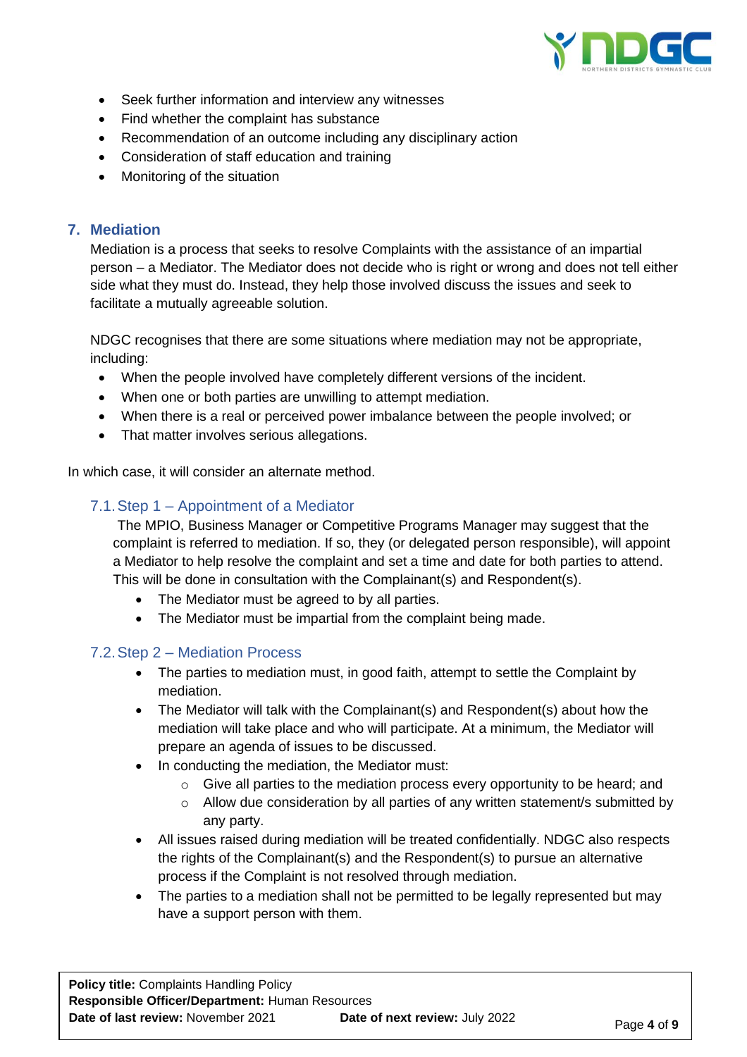- Seek further information and interview any witnesses
- Find whether the complaint has substance
- Recommendation of an outcome including any disciplinary action
- Consideration of staff education and training
- Monitoring of the situation

## 7. Mediation

Mediation is a process that seeks to resolve Complaints with the assistance of an impartial person – a Mediator. The Mediator does not decide who is right or wrong and does not tell either side what they must do. Instead, they help those involved discuss the issues and seek to facilitate a mutually agreeable solution.

NDGC recognises that there are some situations where mediation may not be appropriate, including:

- When the people involved have completely different versions of the incident.
- When one or both parties are unwilling to attempt mediation.
- When there is a real or perceived power imbalance between the people involved; or
- That matter involves serious allegations.

In which case, it will consider an alternate method.

### 7.1. Step 1 – Appointment of a Mediator

The MPIO, Business Manager or Competitive Programs Manager may suggest that the complaint is referred to mediation. If so, they (or delegated person responsible), will appoint a Mediator to help resolve the complaint and set a time and date for both parties to attend. This will be done in consultation with the Complainant(s) and Respondent(s).

- The Mediator must be agreed to by all parties.
- The Mediator must be impartial from the complaint being made.

### 7.2. Step 2 – Mediation Process

- The parties to mediation must, in good faith, attempt to settle the Complaint by mediation.
- The Mediator will talk with the Complainant(s) and Respondent(s) about how the mediation will take place and who will participate. At a minimum, the Mediator will prepare an agenda of issues to be discussed.
- In conducting the mediation, the Mediator must:
    - Give all parties to the mediation process every opportunity to be heard; and
    - Allow due consideration by all parties of any written statement/s submitted by any party.
- All issues raised during mediation will be treated confidentially. NDGC also respects the rights of the Complainant(s) and the Respondent(s) to pursue an alternative process if the Complaint is not resolved through mediation.
- The parties to a mediation shall not be permitted to be legally represented but may have a support person with them.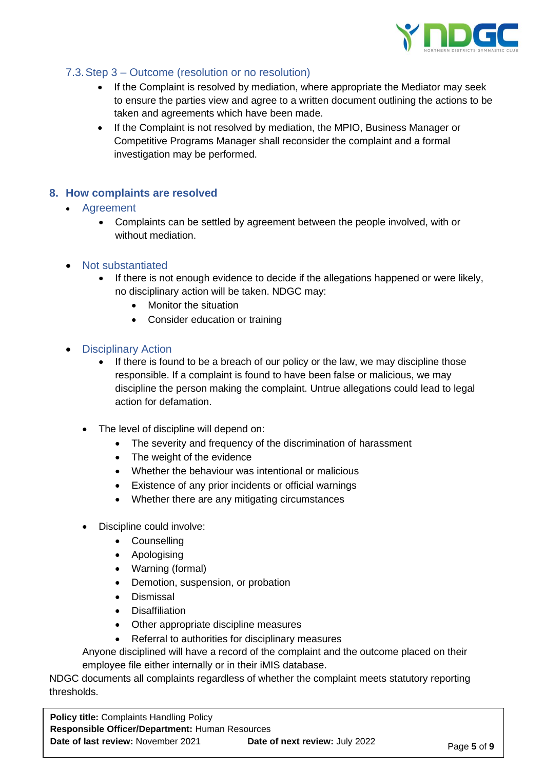### 7.3. Step 3 – Outcome (resolution or no resolution)

- If the Complaint is resolved by mediation, where appropriate the Mediator may seek to ensure the parties view and agree to a written document outlining the actions to be taken and agreements which have been made.
- If the Complaint is not resolved by mediation, the MPIO, Business Manager or Competitive Programs Manager shall reconsider the complaint and a formal investigation may be performed.

## 8. How complaints are resolved

- Agreement
  - Complaints can be settled by agreement between the people involved, with or without mediation.

- Not substantiated
  - If there is not enough evidence to decide if the allegations happened or were likely, no disciplinary action will be taken. NDGC may:
    - Monitor the situation
    - Consider education or training

- Disciplinary Action
  - If there is found to be a breach of our policy or the law, we may discipline those responsible. If a complaint is found to have been false or malicious, we may discipline the person making the complaint. Untrue allegations could lead to legal action for defamation.

  - The level of discipline will depend on:
    - The severity and frequency of the discrimination of harassment
    - The weight of the evidence
    - Whether the behaviour was intentional or malicious
    - Existence of any prior incidents or official warnings
    - Whether there are any mitigating circumstances

  - Discipline could involve:
    - Counselling
    - Apologising
    - Warning (formal)
    - Demotion, suspension, or probation
    - Dismissal
    - Disaffiliation
    - Other appropriate discipline measures
    - Referral to authorities for disciplinary measures

  Anyone disciplined will have a record of the complaint and the outcome placed on their employee file either internally or in their iMIS database.

NDGC documents all complaints regardless of whether the complaint meets statutory reporting thresholds.

**Policy title:** Complaints Handling Policy
**Responsible Officer/Department:** Human Resources
**Date of last review:** November 2021 **Date of next review:** July 2022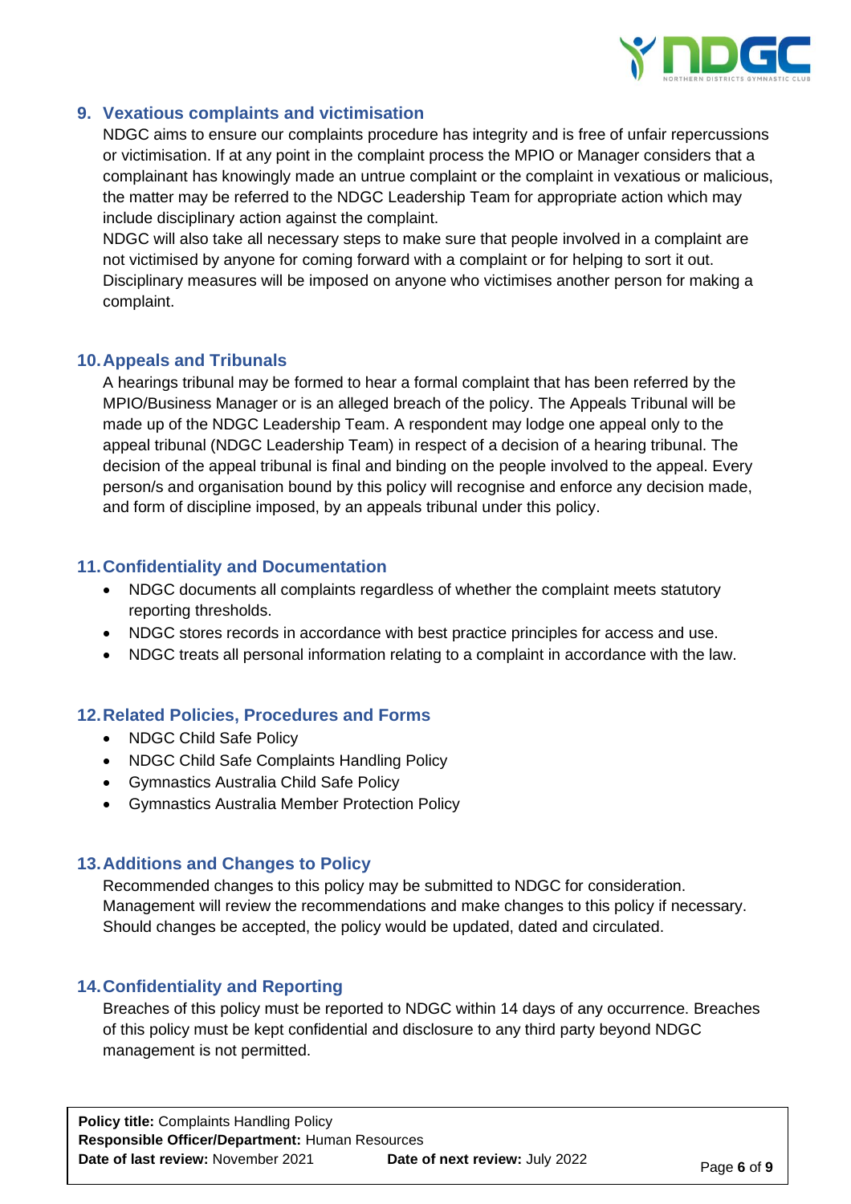## 9. Vexatious complaints and victimisation

NDGC aims to ensure our complaints procedure has integrity and is free of unfair repercussions or victimisation. If at any point in the complaint process the MPIO or Manager considers that a complainant has knowingly made an untrue complaint or the complaint in vexatious or malicious, the matter may be referred to the NDGC Leadership Team for appropriate action which may include disciplinary action against the complaint.

NDGC will also take all necessary steps to make sure that people involved in a complaint are not victimised by anyone for coming forward with a complaint or for helping to sort it out. Disciplinary measures will be imposed on anyone who victimises another person for making a complaint.

## 10. Appeals and Tribunals

A hearings tribunal may be formed to hear a formal complaint that has been referred by the MPIO/Business Manager or is an alleged breach of the policy. The Appeals Tribunal will be made up of the NDGC Leadership Team. A respondent may lodge one appeal only to the appeal tribunal (NDGC Leadership Team) in respect of a decision of a hearing tribunal. The decision of the appeal tribunal is final and binding on the people involved to the appeal. Every person/s and organisation bound by this policy will recognise and enforce any decision made, and form of discipline imposed, by an appeals tribunal under this policy.

## 11. Confidentiality and Documentation

- NDGC documents all complaints regardless of whether the complaint meets statutory reporting thresholds.
- NDGC stores records in accordance with best practice principles for access and use.
- NDGC treats all personal information relating to a complaint in accordance with the law.

## 12. Related Policies, Procedures and Forms

- NDGC Child Safe Policy
- NDGC Child Safe Complaints Handling Policy
- Gymnastics Australia Child Safe Policy
- Gymnastics Australia Member Protection Policy

## 13. Additions and Changes to Policy

Recommended changes to this policy may be submitted to NDGC for consideration. Management will review the recommendations and make changes to this policy if necessary. Should changes be accepted, the policy would be updated, dated and circulated.

## 14. Confidentiality and Reporting

Breaches of this policy must be reported to NDGC within 14 days of any occurrence. Breaches of this policy must be kept confidential and disclosure to any third party beyond NDGC management is not permitted.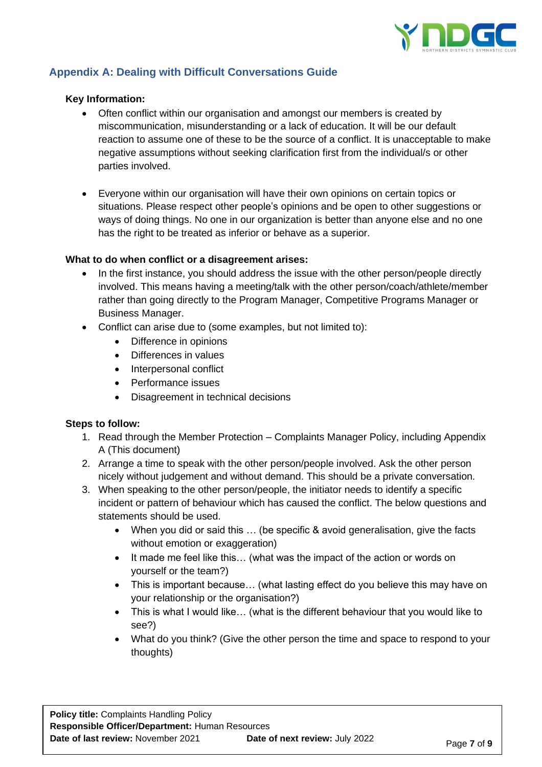## Appendix A: Dealing with Difficult Conversations Guide

**Key Information:**

- Often conflict within our organisation and amongst our members is created by miscommunication, misunderstanding or a lack of education. It will be our default reaction to assume one of these to be the source of a conflict. It is unacceptable to make negative assumptions without seeking clarification first from the individual/s or other parties involved.

- Everyone within our organisation will have their own opinions on certain topics or situations. Please respect other people's opinions and be open to other suggestions or ways of doing things. No one in our organization is better than anyone else and no one has the right to be treated as inferior or behave as a superior.

**What to do when conflict or a disagreement arises:**

- In the first instance, you should address the issue with the other person/people directly involved. This means having a meeting/talk with the other person/coach/athlete/member rather than going directly to the Program Manager, Competitive Programs Manager or Business Manager.
- Conflict can arise due to (some examples, but not limited to):
  - Difference in opinions
  - Differences in values
  - Interpersonal conflict
  - Performance issues
  - Disagreement in technical decisions

**Steps to follow:**

1. Read through the Member Protection – Complaints Manager Policy, including Appendix A (This document)
2. Arrange a time to speak with the other person/people involved. Ask the other person nicely without judgement and without demand. This should be a private conversation.
3. When speaking to the other person/people, the initiator needs to identify a specific incident or pattern of behaviour which has caused the conflict. The below questions and statements should be used.
   - When you did or said this … (be specific & avoid generalisation, give the facts without emotion or exaggeration)
   - It made me feel like this… (what was the impact of the action or words on yourself or the team?)
   - This is important because… (what lasting effect do you believe this may have on your relationship or the organisation?)
   - This is what I would like… (what is the different behaviour that you would like to see?)
   - What do you think? (Give the other person the time and space to respond to your thoughts)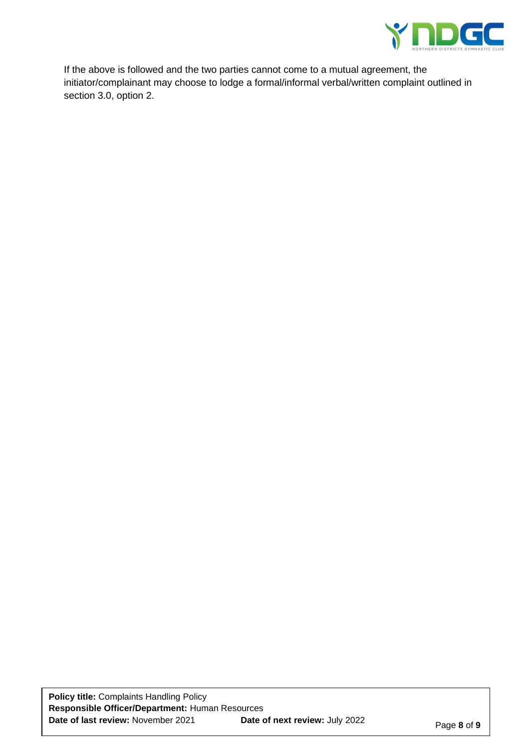If the above is followed and the two parties cannot come to a mutual agreement, the initiator/complainant may choose to lodge a formal/informal verbal/written complaint outlined in section 3.0, option 2.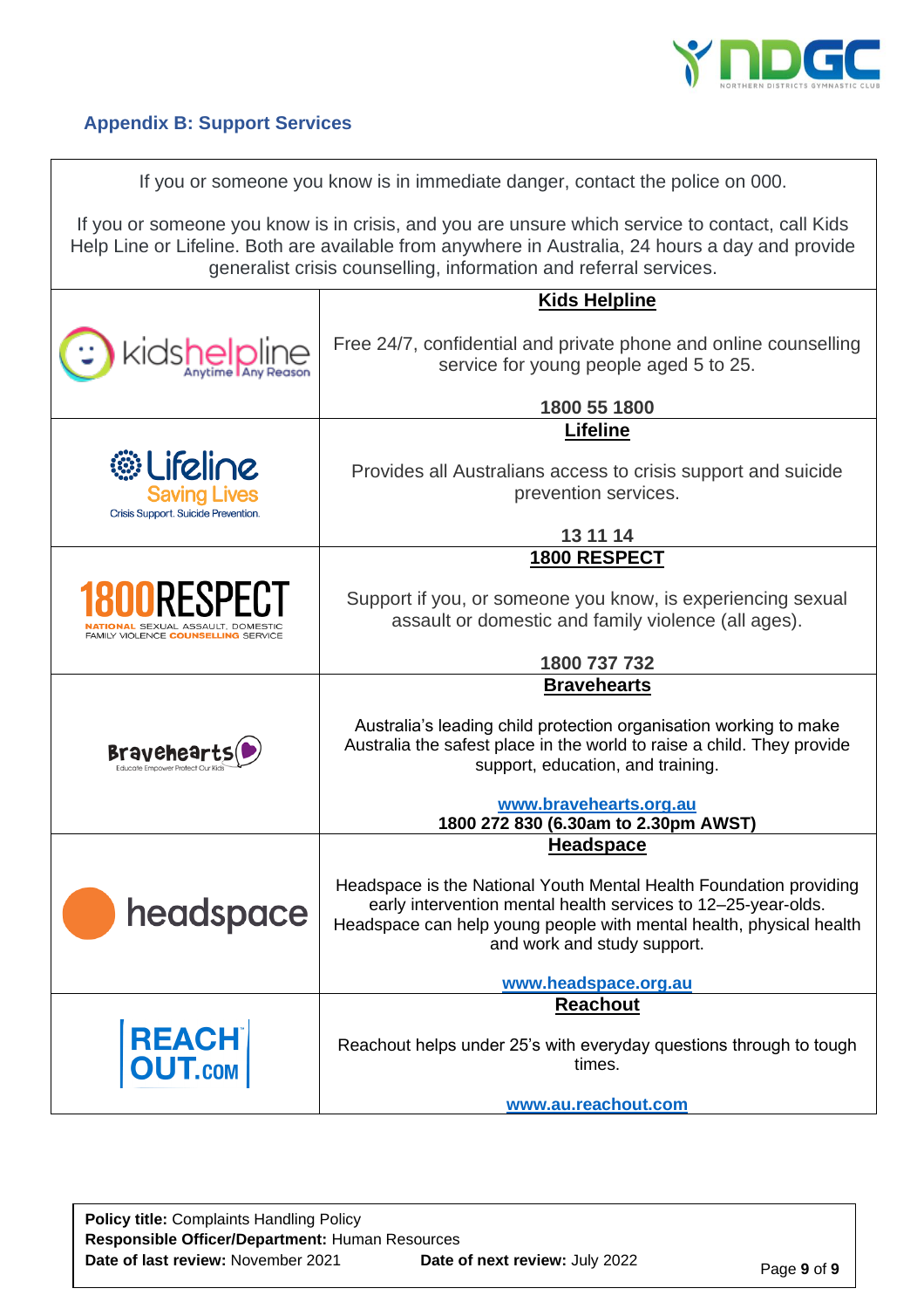## Appendix B: Support Services

If you or someone you know is in immediate danger, contact the police on 000.

If you or someone you know is in crisis, and you are unsure which service to contact, call Kids Help Line or Lifeline. Both are available from anywhere in Australia, 24 hours a day and provide generalist crisis counselling, information and referral services.

| | |
|---|---|
| kidshelpline Anytime Any Reason | **Kids Helpline**<br><br>Free 24/7, confidential and private phone and online counselling service for young people aged 5 to 25.<br><br>**1800 55 1800** |
| Lifeline Saving Lives Crisis Support. Suicide Prevention. | **Lifeline**<br><br>Provides all Australians access to crisis support and suicide prevention services.<br><br>**13 11 14** |
| 1800RESPECT NATIONAL SEXUAL ASSAULT, DOMESTIC FAMILY VIOLENCE COUNSELLING SERVICE | **1800 RESPECT**<br><br>Support if you, or someone you know, is experiencing sexual assault or domestic and family violence (all ages).<br><br>**1800 737 732** |
| Bravehearts Educate Empower Protect Our Kids | **Bravehearts**<br><br>Australia's leading child protection organisation working to make Australia the safest place in the world to raise a child. They provide support, education, and training.<br><br>**www.bravehearts.org.au**<br>**1800 272 830 (6.30am to 2.30pm AWST)** |
| headspace | **Headspace**<br><br>Headspace is the National Youth Mental Health Foundation providing early intervention mental health services to 12–25-year-olds. Headspace can help young people with mental health, physical health and work and study support.<br><br>**www.headspace.org.au** |
| REACH OUT.COM | **Reachout**<br><br>Reachout helps under 25's with everyday questions through to tough times.<br><br>**www.au.reachout.com** |

**Policy title:** Complaints Handling Policy
**Responsible Officer/Department:** Human Resources
**Date of last review:** November 2021 **Date of next review:** July 2022